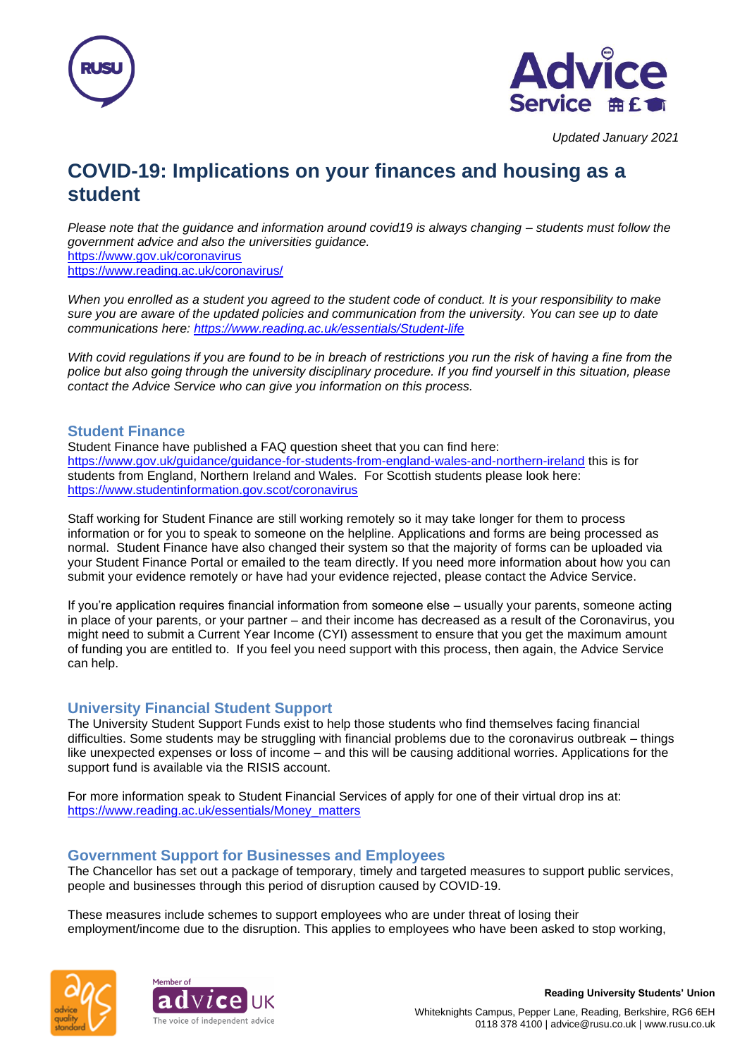*Updated January 2021*

# COVID-19: Implications on your finances and housing as a student

*Please note that the guidance and information around covid19 is always changing – students must follow the government advice and also the universities guidance.*
https://www.gov.uk/coronavirus
https://www.reading.ac.uk/coronavirus/

*When you enrolled as a student you agreed to the student code of conduct. It is your responsibility to make sure you are aware of the updated policies and communication from the university. You can see up to date communications here: https://www.reading.ac.uk/essentials/Student-life*

*With covid regulations if you are found to be in breach of restrictions you run the risk of having a fine from the police but also going through the university disciplinary procedure. If you find yourself in this situation, please contact the Advice Service who can give you information on this process.*

## Student Finance

Student Finance have published a FAQ question sheet that you can find here: https://www.gov.uk/guidance/guidance-for-students-from-england-wales-and-northern-ireland this is for students from England, Northern Ireland and Wales. For Scottish students please look here: https://www.studentinformation.gov.scot/coronavirus

Staff working for Student Finance are still working remotely so it may take longer for them to process information or for you to speak to someone on the helpline. Applications and forms are being processed as normal. Student Finance have also changed their system so that the majority of forms can be uploaded via your Student Finance Portal or emailed to the team directly. If you need more information about how you can submit your evidence remotely or have had your evidence rejected, please contact the Advice Service.

If you're application requires financial information from someone else – usually your parents, someone acting in place of your parents, or your partner – and their income has decreased as a result of the Coronavirus, you might need to submit a Current Year Income (CYI) assessment to ensure that you get the maximum amount of funding you are entitled to. If you feel you need support with this process, then again, the Advice Service can help.

## University Financial Student Support

The University Student Support Funds exist to help those students who find themselves facing financial difficulties. Some students may be struggling with financial problems due to the coronavirus outbreak – things like unexpected expenses or loss of income – and this will be causing additional worries. Applications for the support fund is available via the RISIS account.

For more information speak to Student Financial Services of apply for one of their virtual drop ins at: https://www.reading.ac.uk/essentials/Money_matters

## Government Support for Businesses and Employees

The Chancellor has set out a package of temporary, timely and targeted measures to support public services, people and businesses through this period of disruption caused by COVID-19.

These measures include schemes to support employees who are under threat of losing their employment/income due to the disruption. This applies to employees who have been asked to stop working,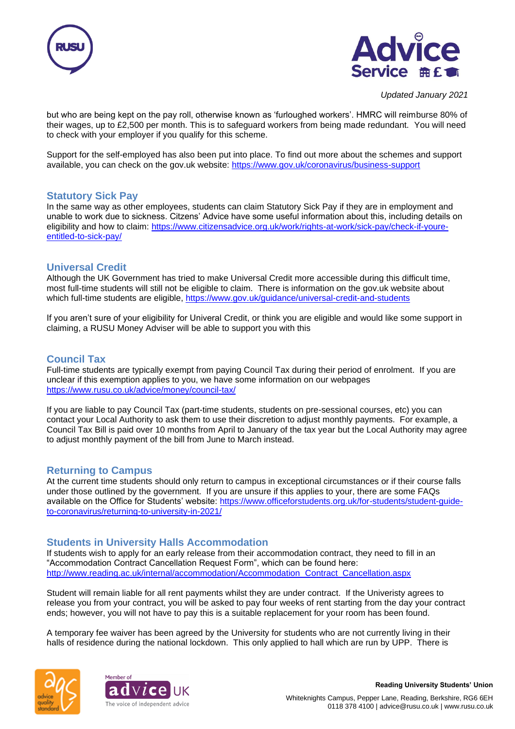but who are being kept on the pay roll, otherwise known as 'furloughed workers'. HMRC will reimburse 80% of their wages, up to £2,500 per month. This is to safeguard workers from being made redundant. You will need to check with your employer if you qualify for this scheme.

Support for the self-employed has also been put into place. To find out more about the schemes and support available, you can check on the gov.uk website: https://www.gov.uk/coronavirus/business-support

## Statutory Sick Pay

In the same way as other employees, students can claim Statutory Sick Pay if they are in employment and unable to work due to sickness. Citizens' Advice have some useful information about this, including details on eligibility and how to claim: https://www.citizensadvice.org.uk/work/rights-at-work/sick-pay/check-if-youre-entitled-to-sick-pay/

## Universal Credit

Although the UK Government has tried to make Universal Credit more accessible during this difficult time, most full-time students will still not be eligible to claim. There is information on the gov.uk website about which full-time students are eligible, https://www.gov.uk/guidance/universal-credit-and-students

If you aren't sure of your eligibility for Univeral Credit, or think you are eligible and would like some support in claiming, a RUSU Money Adviser will be able to support you with this

## Council Tax

Full-time students are typically exempt from paying Council Tax during their period of enrolment. If you are unclear if this exemption applies to you, we have some information on our webpages https://www.rusu.co.uk/advice/money/council-tax/

If you are liable to pay Council Tax (part-time students, students on pre-sessional courses, etc) you can contact your Local Authority to ask them to use their discretion to adjust monthly payments. For example, a Council Tax Bill is paid over 10 months from April to January of the tax year but the Local Authority may agree to adjust monthly payment of the bill from June to March instead.

## Returning to Campus

At the current time students should only return to campus in exceptional circumstances or if their course falls under those outlined by the government. If you are unsure if this applies to your, there are some FAQs available on the Office for Students' website: https://www.officeforstudents.org.uk/for-students/student-guide-to-coronavirus/returning-to-university-in-2021/

## Students in University Halls Accommodation

If students wish to apply for an early release from their accommodation contract, they need to fill in an "Accommodation Contract Cancellation Request Form", which can be found here: http://www.reading.ac.uk/internal/accommodation/Accommodation_Contract_Cancellation.aspx

Student will remain liable for all rent payments whilst they are under contract. If the Univeristy agrees to release you from your contract, you will be asked to pay four weeks of rent starting from the day your contract ends; however, you will not have to pay this is a suitable replacement for your room has been found.

A temporary fee waiver has been agreed by the University for students who are not currently living in their halls of residence during the national lockdown. This only applied to hall which are run by UPP. There is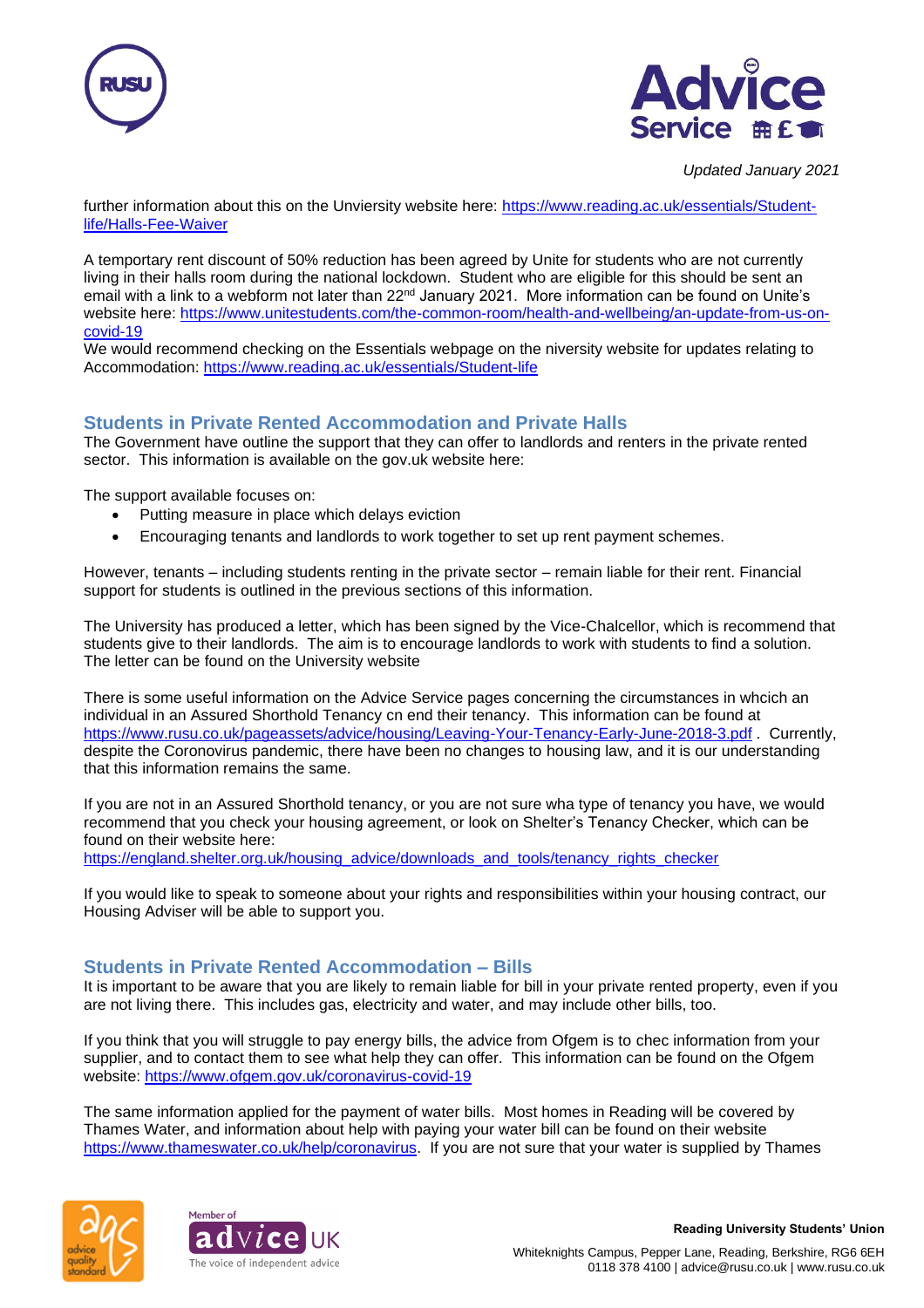further information about this on the Unviersity website here: [https://www.reading.ac.uk/essentials/Student-life/Halls-Fee-Waiver](https://www.reading.ac.uk/essentials/Student-life/Halls-Fee-Waiver)

A temporary rent discount of 50% reduction has been agreed by Unite for students who are not currently living in their halls room during the national lockdown. Student who are eligible for this should be sent an email with a link to a webform not later than 22nd January 2021. More information can be found on Unite's website here: [https://www.unitestudents.com/the-common-room/health-and-wellbeing/an-update-from-us-on-covid-19](https://www.unitestudents.com/the-common-room/health-and-wellbeing/an-update-from-us-on-covid-19)
We would recommend checking on the Essentials webpage on the niversity website for updates relating to Accommodation: [https://www.reading.ac.uk/essentials/Student-life](https://www.reading.ac.uk/essentials/Student-life)

## Students in Private Rented Accommodation and Private Halls

The Government have outline the support that they can offer to landlords and renters in the private rented sector. This information is available on the gov.uk website here:

The support available focuses on:

- Putting measure in place which delays eviction
- Encouraging tenants and landlords to work together to set up rent payment schemes.

However, tenants – including students renting in the private sector – remain liable for their rent. Financial support for students is outlined in the previous sections of this information.

The University has produced a letter, which has been signed by the Vice-Chalcellor, which is recommend that students give to their landlords. The aim is to encourage landlords to work with students to find a solution. The letter can be found on the University website

There is some useful information on the Advice Service pages concerning the circumstances in whcich an individual in an Assured Shorthold Tenancy cn end their tenancy. This information can be found at [https://www.rusu.co.uk/pageassets/advice/housing/Leaving-Your-Tenancy-Early-June-2018-3.pdf](https://www.rusu.co.uk/pageassets/advice/housing/Leaving-Your-Tenancy-Early-June-2018-3.pdf) . Currently, despite the Coronovirus pandemic, there have been no changes to housing law, and it is our understanding that this information remains the same.

If you are not in an Assured Shorthold tenancy, or you are not sure wha type of tenancy you have, we would recommend that you check your housing agreement, or look on Shelter's Tenancy Checker, which can be found on their website here:
[https://england.shelter.org.uk/housing_advice/downloads_and_tools/tenancy_rights_checker](https://england.shelter.org.uk/housing_advice/downloads_and_tools/tenancy_rights_checker)

If you would like to speak to someone about your rights and responsibilities within your housing contract, our Housing Adviser will be able to support you.

## Students in Private Rented Accommodation – Bills

It is important to be aware that you are likely to remain liable for bill in your private rented property, even if you are not living there. This includes gas, electricity and water, and may include other bills, too.

If you think that you will struggle to pay energy bills, the advice from Ofgem is to chec information from your supplier, and to contact them to see what help they can offer. This information can be found on the Ofgem website: [https://www.ofgem.gov.uk/coronavirus-covid-19](https://www.ofgem.gov.uk/coronavirus-covid-19)

The same information applied for the payment of water bills. Most homes in Reading will be covered by Thames Water, and information about help with paying your water bill can be found on their website [https://www.thameswater.co.uk/help/coronavirus](https://www.thameswater.co.uk/help/coronavirus). If you are not sure that your water is supplied by Thames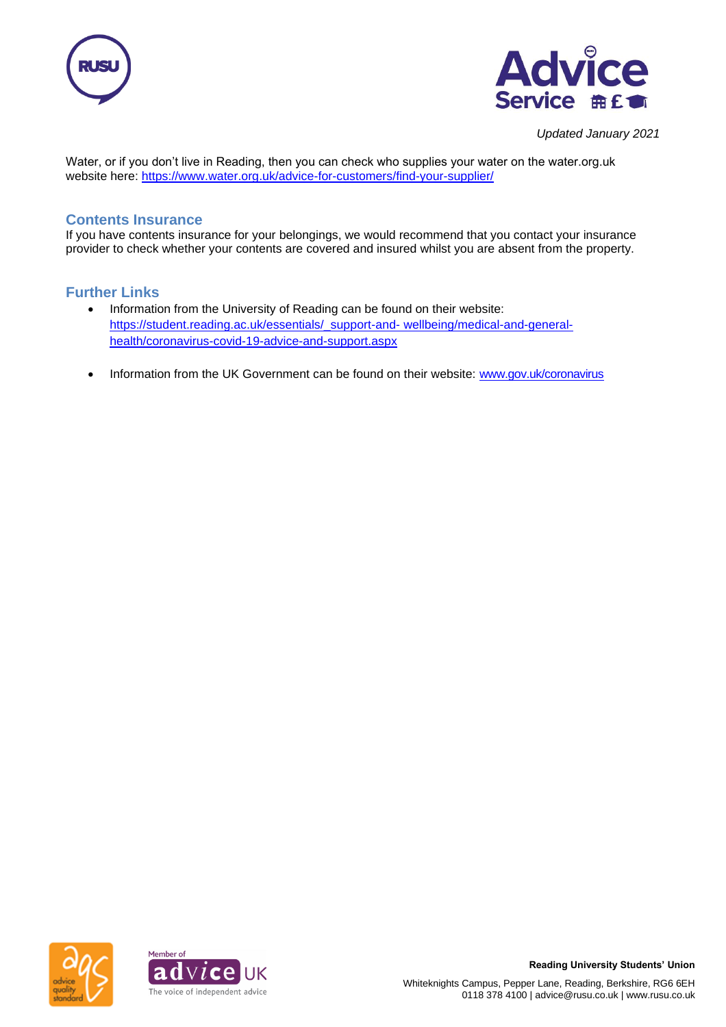Water, or if you don't live in Reading, then you can check who supplies your water on the water.org.uk website here: https://www.water.org.uk/advice-for-customers/find-your-supplier/

## Contents Insurance

If you have contents insurance for your belongings, we would recommend that you contact your insurance provider to check whether your contents are covered and insured whilst you are absent from the property.

## Further Links

- Information from the University of Reading can be found on their website: https://student.reading.ac.uk/essentials/_support-and- wellbeing/medical-and-general-health/coronavirus-covid-19-advice-and-support.aspx

- Information from the UK Government can be found on their website: www.gov.uk/coronavirus